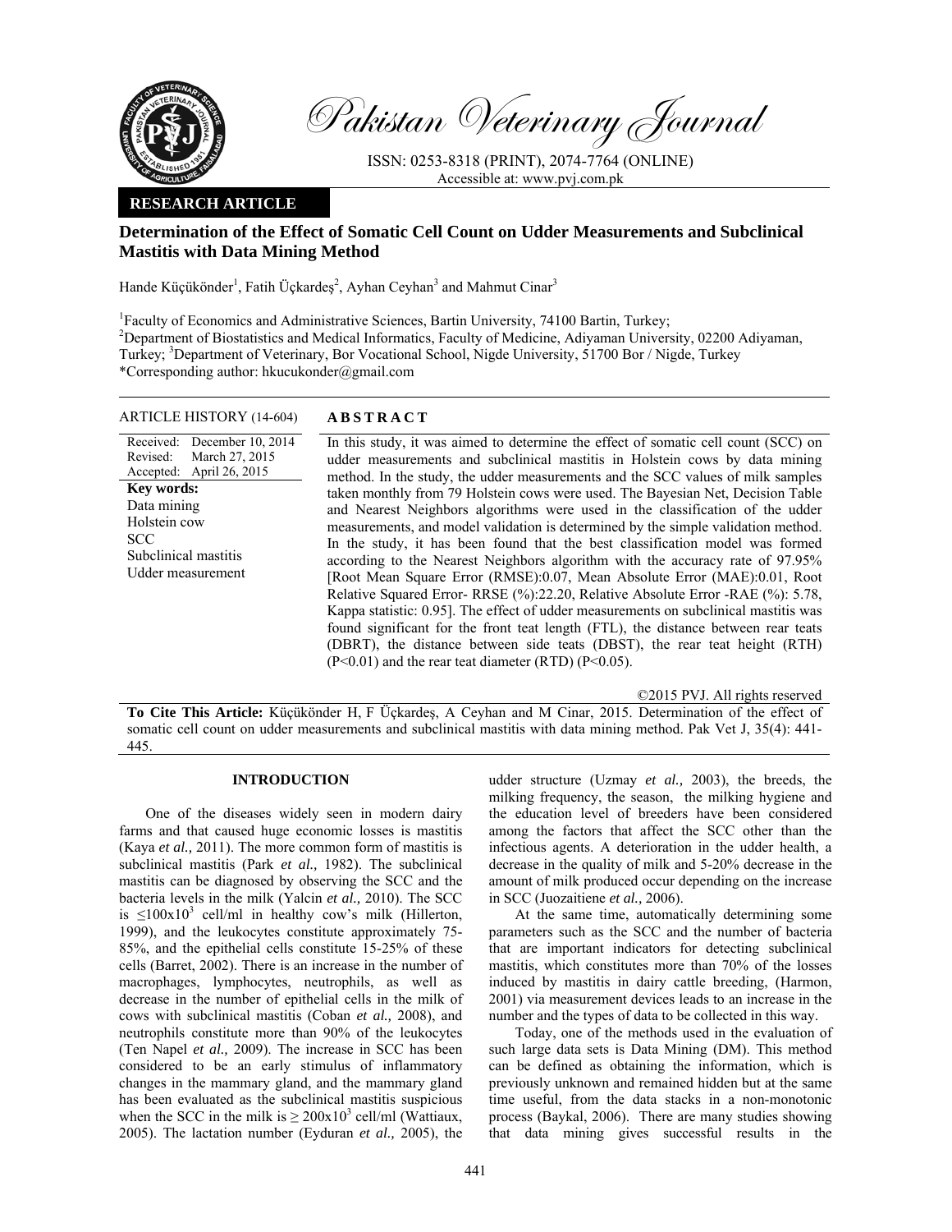# Determination of the Effect of Somatic Cell Count on Udder Measurements and Subclinical Mastitis with Data Mining Method

Hande Küçükönder[1], Fatih Üçkardeş[2], Ayhan Ceyhan[3] and Mahmut Cinar[3]

[1]Faculty of Economics and Administrative Sciences, Bartin University, 74100 Bartin, Turkey;
[2]Department of Biostatistics and Medical Informatics, Faculty of Medicine, Adiyaman University, 02200 Adiyaman, Turkey; [3]Department of Veterinary, Bor Vocational School, Nigde University, 51700 Bor / Nigde, Turkey
*Corresponding author: hkucukonder@gmail.com

**RESEARCH ARTICLE**

ARTICLE HISTORY (14-604)

Received: December 10, 2014
Revised: March 27, 2015
Accepted: April 26, 2015

**Key words:**
Data mining
Holstein cow
SCC
Subclinical mastitis
Udder measurement

## ABSTRACT

In this study, it was aimed to determine the effect of somatic cell count (SCC) on udder measurements and subclinical mastitis in Holstein cows by data mining method. In the study, the udder measurements and the SCC values of milk samples taken monthly from 79 Holstein cows were used. The Bayesian Net, Decision Table and Nearest Neighbors algorithms were used in the classification of the udder measurements, and model validation is determined by the simple validation method. In the study, it has been found that the best classification model was formed according to the Nearest Neighbors algorithm with the accuracy rate of 97.95% [Root Mean Square Error (RMSE):0.07, Mean Absolute Error (MAE):0.01, Root Relative Squared Error- RRSE (%):22.20, Relative Absolute Error -RAE (%): 5.78, Kappa statistic: 0.95]. The effect of udder measurements on subclinical mastitis was found significant for the front teat length (FTL), the distance between rear teats (DBRT), the distance between side teats (DBST), the rear teat height (RTH) ($P<0.01$) and the rear teat diameter (RTD) ($P<0.05$).

©2015 PVJ. All rights reserved

**To Cite This Article:** Küçükönder H, F Üçkardeş, A Ceyhan and M Cinar, 2015. Determination of the effect of somatic cell count on udder measurements and subclinical mastitis with data mining method. Pak Vet J, 35(4): 441-445.

## INTRODUCTION

One of the diseases widely seen in modern dairy farms and that caused huge economic losses is mastitis (Kaya *et al.,* 2011). The more common form of mastitis is subclinical mastitis (Park *et al.,* 1982). The subclinical mastitis can be diagnosed by observing the SCC and the bacteria levels in the milk (Yalcin *et al.,* 2010). The SCC is $\leq 100 \times 10^3$ cell/ml in healthy cow's milk (Hillerton, 1999), and the leukocytes constitute approximately 75-85%, and the epithelial cells constitute 15-25% of these cells (Barret, 2002). There is an increase in the number of macrophages, lymphocytes, neutrophils, as well as decrease in the number of epithelial cells in the milk of cows with subclinical mastitis (Coban *et al.,* 2008), and neutrophils constitute more than 90% of the leukocytes (Ten Napel *et al.,* 2009). The increase in SCC has been considered to be an early stimulus of inflammatory changes in the mammary gland, and the mammary gland has been evaluated as the subclinical mastitis suspicious when the SCC in the milk is $\geq 200 \times 10^3$ cell/ml (Wattiaux, 2005). The lactation number (Eyduran *et al.,* 2005), the udder structure (Uzmay *et al.,* 2003), the breeds, the milking frequency, the season, the milking hygiene and the education level of breeders have been considered among the factors that affect the SCC other than the infectious agents. A deterioration in the udder health, a decrease in the quality of milk and 5-20% decrease in the amount of milk produced occur depending on the increase in SCC (Juozaitiene *et al.,* 2006).

At the same time, automatically determining some parameters such as the SCC and the number of bacteria that are important indicators for detecting subclinical mastitis, which constitutes more than 70% of the losses induced by mastitis in dairy cattle breeding, (Harmon, 2001) via measurement devices leads to an increase in the number and the types of data to be collected in this way.

Today, one of the methods used in the evaluation of such large data sets is Data Mining (DM). This method can be defined as obtaining the information, which is previously unknown and remained hidden but at the same time useful, from the data stacks in a non-monotonic process (Baykal, 2006). There are many studies showing that data mining gives successful results in the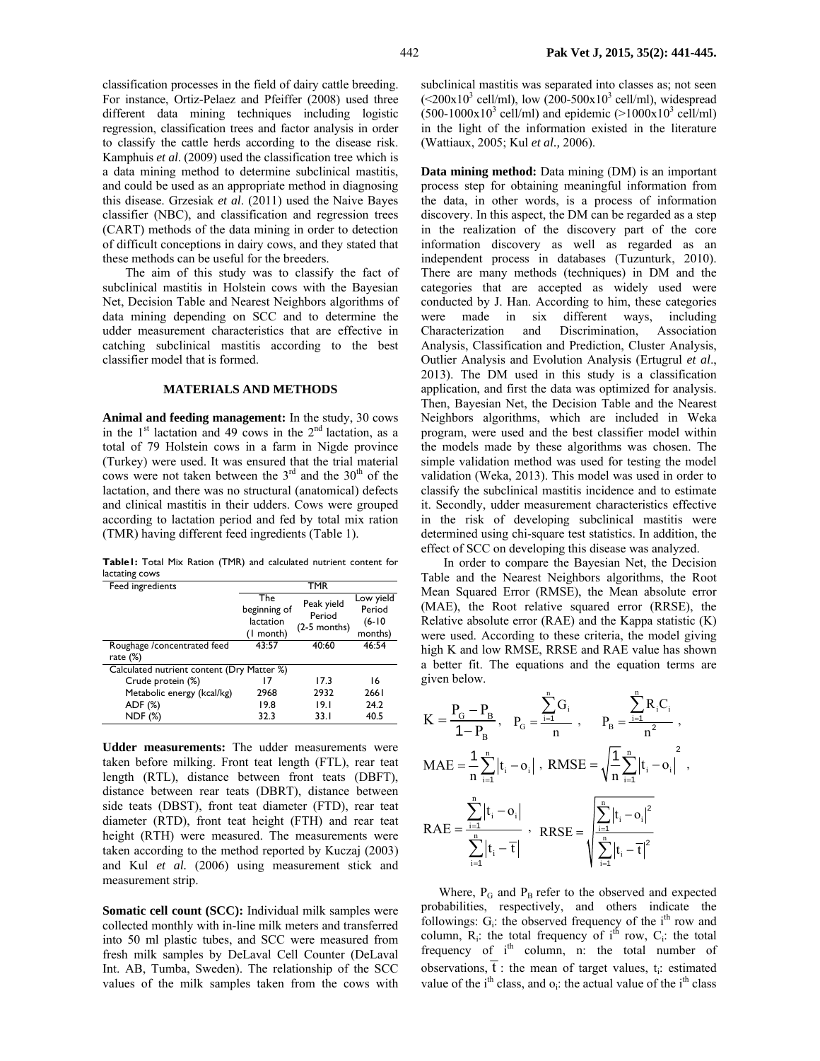classification processes in the field of dairy cattle breeding. For instance, Ortiz-Pelaez and Pfeiffer (2008) used three different data mining techniques including logistic regression, classification trees and factor analysis in order to classify the cattle herds according to the disease risk. Kamphuis *et al*. (2009) used the classification tree which is a data mining method to determine subclinical mastitis, and could be used as an appropriate method in diagnosing this disease. Grzesiak *et al*. (2011) used the Naive Bayes classifier (NBC), and classification and regression trees (CART) methods of the data mining in order to detection of difficult conceptions in dairy cows, and they stated that these methods can be useful for the breeders.

The aim of this study was to classify the fact of subclinical mastitis in Holstein cows with the Bayesian Net, Decision Table and Nearest Neighbors algorithms of data mining depending on SCC and to determine the udder measurement characteristics that are effective in catching subclinical mastitis according to the best classifier model that is formed.

## MATERIALS AND METHODS

**Animal and feeding management:** In the study, 30 cows in the 1st lactation and 49 cows in the 2nd lactation, as a total of 79 Holstein cows in a farm in Nigde province (Turkey) were used. It was ensured that the trial material cows were not taken between the 3rd and the 30th of the lactation, and there was no structural (anatomical) defects and clinical mastitis in their udders. Cows were grouped according to lactation period and fed by total mix ration (TMR) having different feed ingredients (Table 1).

**Table1:** Total Mix Ration (TMR) and calculated nutrient content for lactating cows

| Feed ingredients | TMR | | |
|---|---|---|---|
| | The beginning of lactation (1 month) | Peak yield Period (2-5 months) | Low yield Period (6-10 months) |
| Roughage /concentrated feed rate (%) | 43:57 | 40:60 | 46:54 |
| Calculated nutrient content (Dry Matter %) | | | |
| Crude protein (%) | 17 | 17.3 | 16 |
| Metabolic energy (kcal/kg) | 2968 | 2932 | 2661 |
| ADF (%) | 19.8 | 19.1 | 24.2 |
| NDF (%) | 32.3 | 33.1 | 40.5 |

**Udder measurements:** The udder measurements were taken before milking. Front teat length (FTL), rear teat length (RTL), distance between front teats (DBFT), distance between rear teats (DBRT), distance between side teats (DBST), front teat diameter (FTD), rear teat diameter (RTD), front teat height (FTH) and rear teat height (RTH) were measured. The measurements were taken according to the method reported by Kuczaj (2003) and Kul *et al.* (2006) using measurement stick and measurement strip.

**Somatic cell count (SCC):** Individual milk samples were collected monthly with in-line milk meters and transferred into 50 ml plastic tubes, and SCC were measured from fresh milk samples by DeLaval Cell Counter (DeLaval Int. AB, Tumba, Sweden). The relationship of the SCC values of the milk samples taken from the cows with subclinical mastitis was separated into classes as; not seen ($<200\times10^3$ cell/ml), low ($200\text{-}500\times10^3$ cell/ml), widespread ($500\text{-}1000\times10^3$ cell/ml) and epidemic ($>1000\times10^3$ cell/ml) in the light of the information existed in the literature (Wattiaux, 2005; Kul *et al.,* 2006).

**Data mining method:** Data mining (DM) is an important process step for obtaining meaningful information from the data, in other words, is a process of information discovery. In this aspect, the DM can be regarded as a step in the realization of the discovery part of the core information discovery as well as regarded as an independent process in databases (Tuzunturk, 2010). There are many methods (techniques) in DM and the categories that are accepted as widely used were conducted by J. Han. According to him, these categories were made in six different ways, including Characterization and Discrimination, Association Analysis, Classification and Prediction, Cluster Analysis, Outlier Analysis and Evolution Analysis (Ertugrul *et al*., 2013). The DM used in this study is a classification application, and first the data was optimized for analysis. Then, Bayesian Net, the Decision Table and the Nearest Neighbors algorithms, which are included in Weka program, were used and the best classifier model within the models made by these algorithms was chosen. The simple validation method was used for testing the model validation (Weka, 2013). This model was used in order to classify the subclinical mastitis incidence and to estimate it. Secondly, udder measurement characteristics effective in the risk of developing subclinical mastitis were determined using chi-square test statistics. In addition, the effect of SCC on developing this disease was analyzed.

In order to compare the Bayesian Net, the Decision Table and the Nearest Neighbors algorithms, the Root Mean Squared Error (RMSE), the Mean absolute error (MAE), the Root relative squared error (RRSE), the Relative absolute error (RAE) and the Kappa statistic (K) were used. According to these criteria, the model giving high K and low RMSE, RRSE and RAE value has shown a better fit. The equations and the equation terms are given below.

$$K = \frac{P_G - P_B}{1 - P_B}, \quad P_G = \frac{\sum_{i=1}^{n} G_i}{n}, \quad P_B = \frac{\sum_{i=1}^{n} R_i C_i}{n^2},$$

$$MAE = \frac{1}{n}\sum_{i=1}^{n}|t_i - o_i|, \quad RMSE = \sqrt{\frac{1}{n}\sum_{i=1}^{n}|t_i - o_i|^2},$$

$$RAE = \frac{\sum_{i=1}^{n}|t_i - o_i|}{\sum_{i=1}^{n}|t_i - \overline{t}|}, \quad RRSE = \sqrt{\frac{\sum_{i=1}^{n}|t_i - o_i|^2}{\sum_{i=1}^{n}|t_i - \overline{t}|^2}}$$

Where, $P_G$ and $P_B$ refer to the observed and expected probabilities, respectively, and others indicate the followings: $G_i$: the observed frequency of the $i^{th}$ row and column, $R_i$: the total frequency of $i^{th}$ row, $C_i$: the total frequency of $i^{th}$ column, n: the total number of observations, $\overline{t}$ : the mean of target values, $t_i$: estimated value of the $i^{th}$ class, and $o_i$: the actual value of the $i^{th}$ class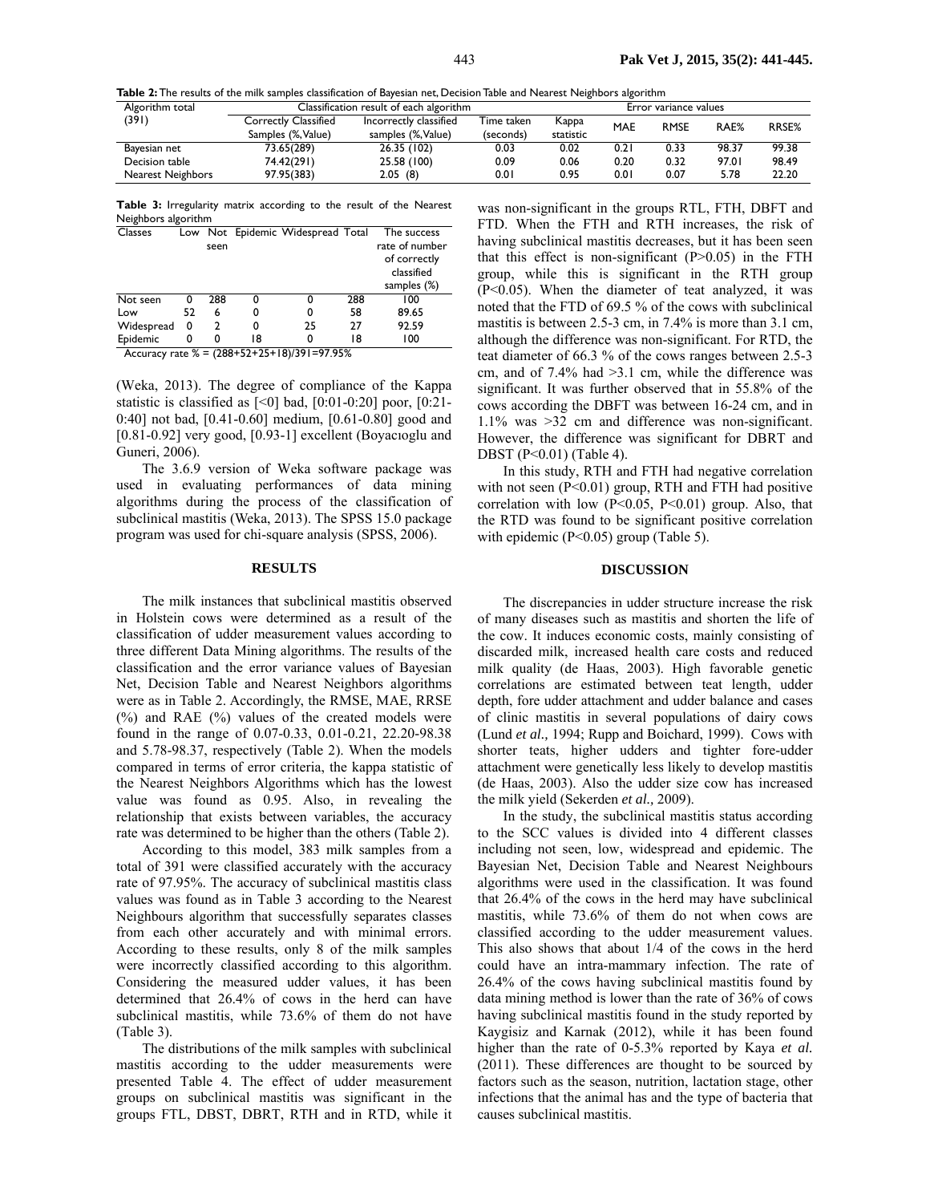**Table 2:** The results of the milk samples classification of Bayesian net, Decision Table and Nearest Neighbors algorithm

| Algorithm total (391) | Classification result of each algorithm | | | | Error variance values | | | |
|---|---|---|---|---|---|---|---|---|
| | Correctly Classified Samples (%,Value) | Incorrectly classified samples (%,Value) | Time taken (seconds) | Kappa statistic | MAE | RMSE | RAE% | RRSE% |
| Bayesian net | 73.65(289) | 26.35 (102) | 0.03 | 0.02 | 0.21 | 0.33 | 98.37 | 99.38 |
| Decision table | 74.42(291) | 25.58 (100) | 0.09 | 0.06 | 0.20 | 0.32 | 97.01 | 98.49 |
| Nearest Neighbors | 97.95(383) | 2.05 (8) | 0.01 | 0.95 | 0.01 | 0.07 | 5.78 | 22.20 |

**Table 3:** Irregularity matrix according to the result of the Nearest Neighbors algorithm

| Classes | Low | Not seen | Epidemic | Widespread | Total | The success rate of number of correctly classified samples (%) |
|---|---|---|---|---|---|---|
| Not seen | 0 | 288 | 0 | 0 | 288 | 100 |
| Low | 52 | 6 | 0 | 0 | 58 | 89.65 |
| Widespread | 0 | 2 | 0 | 25 | 27 | 92.59 |
| Epidemic | 0 | 0 | 18 | 0 | 18 | 100 |

Accuracy rate % = (288+52+25+18)/391=97.95%

(Weka, 2013). The degree of compliance of the Kappa statistic is classified as [<0] bad, [0:01-0:20] poor, [0:21-0:40] not bad, [0.41-0.60] medium, [0.61-0.80] good and [0.81-0.92] very good, [0.93-1] excellent (Boyacıoglu and Guneri, 2006).

The 3.6.9 version of Weka software package was used in evaluating performances of data mining algorithms during the process of the classification of subclinical mastitis (Weka, 2013). The SPSS 15.0 package program was used for chi-square analysis (SPSS, 2006).

## RESULTS

The milk instances that subclinical mastitis observed in Holstein cows were determined as a result of the classification of udder measurement values according to three different Data Mining algorithms. The results of the classification and the error variance values of Bayesian Net, Decision Table and Nearest Neighbors algorithms were as in Table 2. Accordingly, the RMSE, MAE, RRSE (%) and RAE (%) values of the created models were found in the range of 0.07-0.33, 0.01-0.21, 22.20-98.38 and 5.78-98.37, respectively (Table 2). When the models compared in terms of error criteria, the kappa statistic of the Nearest Neighbors Algorithms which has the lowest value was found as 0.95. Also, in revealing the relationship that exists between variables, the accuracy rate was determined to be higher than the others (Table 2).

According to this model, 383 milk samples from a total of 391 were classified accurately with the accuracy rate of 97.95%. The accuracy of subclinical mastitis class values was found as in Table 3 according to the Nearest Neighbours algorithm that successfully separates classes from each other accurately and with minimal errors. According to these results, only 8 of the milk samples were incorrectly classified according to this algorithm. Considering the measured udder values, it has been determined that 26.4% of cows in the herd can have subclinical mastitis, while 73.6% of them do not have (Table 3).

The distributions of the milk samples with subclinical mastitis according to the udder measurements were presented Table 4. The effect of udder measurement groups on subclinical mastitis was significant in the groups FTL, DBST, DBRT, RTH and in RTD, while it was non-significant in the groups RTL, FTH, DBFT and FTD. When the FTH and RTH increases, the risk of having subclinical mastitis decreases, but it has been seen that this effect is non-significant (P>0.05) in the FTH group, while this is significant in the RTH group (P<0.05). When the diameter of teat analyzed, it was noted that the FTD of 69.5 % of the cows with subclinical mastitis is between 2.5-3 cm, in 7.4% is more than 3.1 cm, although the difference was non-significant. For RTD, the teat diameter of 66.3 % of the cows ranges between 2.5-3 cm, and of 7.4% had >3.1 cm, while the difference was significant. It was further observed that in 55.8% of the cows according the DBFT was between 16-24 cm, and in 1.1% was >32 cm and difference was non-significant. However, the difference was significant for DBRT and DBST (P<0.01) (Table 4).

In this study, RTH and FTH had negative correlation with not seen (P<0.01) group, RTH and FTH had positive correlation with low (P<0.05, P<0.01) group. Also, that the RTD was found to be significant positive correlation with epidemic (P<0.05) group (Table 5).

## DISCUSSION

The discrepancies in udder structure increase the risk of many diseases such as mastitis and shorten the life of the cow. It induces economic costs, mainly consisting of discarded milk, increased health care costs and reduced milk quality (de Haas, 2003). High favorable genetic correlations are estimated between teat length, udder depth, fore udder attachment and udder balance and cases of clinic mastitis in several populations of dairy cows (Lund *et al.,* 1994; Rupp and Boichard, 1999). Cows with shorter teats, higher udders and tighter fore-udder attachment were genetically less likely to develop mastitis (de Haas, 2003). Also the udder size cow has increased the milk yield (Sekerden *et al.,* 2009).

In the study, the subclinical mastitis status according to the SCC values is divided into 4 different classes including not seen, low, widespread and epidemic. The Bayesian Net, Decision Table and Nearest Neighbours algorithms were used in the classification. It was found that 26.4% of the cows in the herd may have subclinical mastitis, while 73.6% of them do not when cows are classified according to the udder measurement values. This also shows that about 1/4 of the cows in the herd could have an intra-mammary infection. The rate of 26.4% of the cows having subclinical mastitis found by data mining method is lower than the rate of 36% of cows having subclinical mastitis found in the study reported by Kaygisiz and Karnak (2012), while it has been found higher than the rate of 0-5.3% reported by Kaya *et al.* (2011). These differences are thought to be sourced by factors such as the season, nutrition, lactation stage, other infections that the animal has and the type of bacteria that causes subclinical mastitis.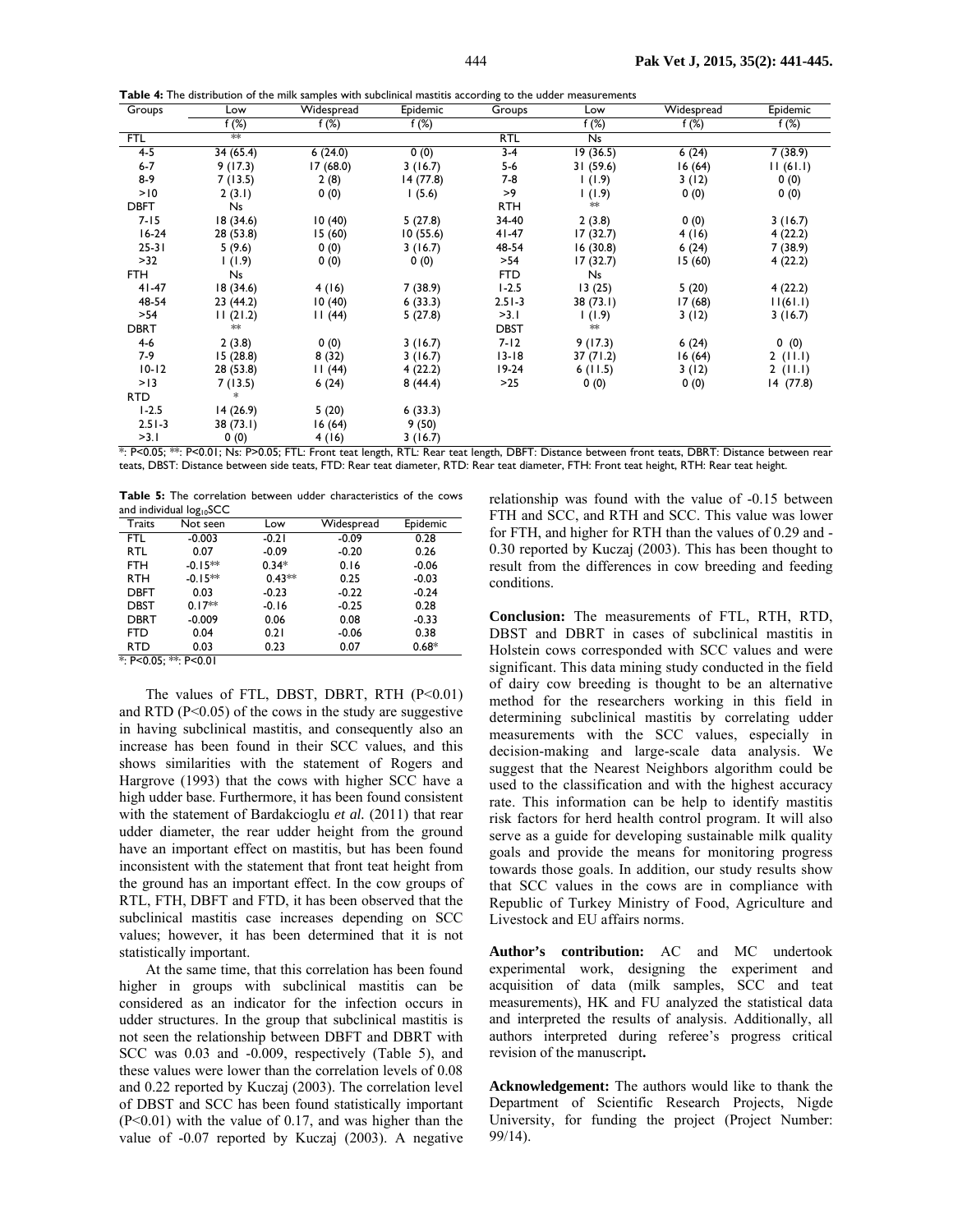**Table 4:** The distribution of the milk samples with subclinical mastitis according to the udder measurements

| Groups | Low | Widespread | Epidemic | Groups | Low | Widespread | Epidemic |
|---|---|---|---|---|---|---|---|
| | f (%) | f (%) | f (%) | | f (%) | f (%) | f (%) |
| FTL | ** | | | RTL | Ns | | |
| 4-5 | 34 (65.4) | 6 (24.0) | 0 (0) | 3-4 | 19 (36.5) | 6 (24) | 7 (38.9) |
| 6-7 | 9 (17.3) | 17 (68.0) | 3 (16.7) | 5-6 | 31 (59.6) | 16 (64) | 11 (61.1) |
| 8-9 | 7 (13.5) | 2 (8) | 14 (77.8) | 7-8 | 1 (1.9) | 3 (12) | 0 (0) |
| >10 | 2 (3.1) | 0 (0) | 1 (5.6) | >9 | 1 (1.9) | 0 (0) | 0 (0) |
| DBFT | Ns | | | RTH | ** | | |
| 7-15 | 18 (34.6) | 10 (40) | 5 (27.8) | 34-40 | 2 (3.8) | 0 (0) | 3 (16.7) |
| 16-24 | 28 (53.8) | 15 (60) | 10 (55.6) | 41-47 | 17 (32.7) | 4 (16) | 4 (22.2) |
| 25-31 | 5 (9.6) | 0 (0) | 3 (16.7) | 48-54 | 16 (30.8) | 6 (24) | 7 (38.9) |
| >32 | 1 (1.9) | 0 (0) | 0 (0) | >54 | 17 (32.7) | 15 (60) | 4 (22.2) |
| FTH | Ns | | | FTD | Ns | | |
| 41-47 | 18 (34.6) | 4 (16) | 7 (38.9) | 1-2.5 | 13 (25) | 5 (20) | 4 (22.2) |
| 48-54 | 23 (44.2) | 10 (40) | 6 (33.3) | 2.51-3 | 38 (73.1) | 17 (68) | 11(61.1) |
| >54 | 11 (21.2) | 11 (44) | 5 (27.8) | >3.1 | 1 (1.9) | 3 (12) | 3 (16.7) |
| DBRT | ** | | | DBST | ** | | |
| 4-6 | 2 (3.8) | 0 (0) | 3 (16.7) | 7-12 | 9 (17.3) | 6 (24) | 0 (0) |
| 7-9 | 15 (28.8) | 8 (32) | 3 (16.7) | 13-18 | 37 (71.2) | 16 (64) | 2 (11.1) |
| 10-12 | 28 (53.8) | 11 (44) | 4 (22.2) | 19-24 | 6 (11.5) | 3 (12) | 2 (11.1) |
| >13 | 7 (13.5) | 6 (24) | 8 (44.4) | >25 | 0 (0) | 0 (0) | 14 (77.8) |
| RTD | * | | | | | | |
| 1-2.5 | 14 (26.9) | 5 (20) | 6 (33.3) | | | | |
| 2.51-3 | 38 (73.1) | 16 (64) | 9 (50) | | | | |
| >3.1 | 0 (0) | 4 (16) | 3 (16.7) | | | | |

*: P<0.05; **: P<0.01; Ns: P>0.05; FTL: Front teat length, RTL: Rear teat length, DBFT: Distance between front teats, DBRT: Distance between rear teats, DBST: Distance between side teats, FTD: Rear teat diameter, RTD: Rear teat diameter, FTH: Front teat height, RTH: Rear teat height.

**Table 5:** The correlation between udder characteristics of the cows and individual $\log_{10}$SCC

| Traits | Not seen | Low | Widespread | Epidemic |
|---|---|---|---|---|
| FTL | -0.003 | -0.21 | -0.09 | 0.28 |
| RTL | 0.07 | -0.09 | -0.20 | 0.26 |
| FTH | -0.15** | 0.34* | 0.16 | -0.06 |
| RTH | -0.15** | 0.43** | 0.25 | -0.03 |
| DBFT | 0.03 | -0.23 | -0.22 | -0.24 |
| DBST | 0.17** | -0.16 | -0.25 | 0.28 |
| DBRT | -0.009 | 0.06 | 0.08 | -0.33 |
| FTD | 0.04 | 0.21 | -0.06 | 0.38 |
| RTD | 0.03 | 0.23 | 0.07 | 0.68* |

*: P<0.05; **: P<0.01

The values of FTL, DBST, DBRT, RTH (P<0.01) and RTD (P<0.05) of the cows in the study are suggestive in having subclinical mastitis, and consequently also an increase has been found in their SCC values, and this shows similarities with the statement of Rogers and Hargrove (1993) that the cows with higher SCC have a high udder base. Furthermore, it has been found consistent with the statement of Bardakcioglu *et al.* (2011) that rear udder diameter, the rear udder height from the ground have an important effect on mastitis, but has been found inconsistent with the statement that front teat height from the ground has an important effect. In the cow groups of RTL, FTH, DBFT and FTD, it has been observed that the subclinical mastitis case increases depending on SCC values; however, it has been determined that it is not statistically important.

At the same time, that this correlation has been found higher in groups with subclinical mastitis can be considered as an indicator for the infection occurs in udder structures. In the group that subclinical mastitis is not seen the relationship between DBFT and DBRT with SCC was 0.03 and -0.009, respectively (Table 5), and these values were lower than the correlation levels of 0.08 and 0.22 reported by Kuczaj (2003). The correlation level of DBST and SCC has been found statistically important (P<0.01) with the value of 0.17, and was higher than the value of -0.07 reported by Kuczaj (2003). A negative relationship was found with the value of -0.15 between FTH and SCC, and RTH and SCC. This value was lower for FTH, and higher for RTH than the values of 0.29 and -0.30 reported by Kuczaj (2003). This has been thought to result from the differences in cow breeding and feeding conditions.

**Conclusion:** The measurements of FTL, RTH, RTD, DBST and DBRT in cases of subclinical mastitis in Holstein cows corresponded with SCC values and were significant. This data mining study conducted in the field of dairy cow breeding is thought to be an alternative method for the researchers working in this field in determining subclinical mastitis by correlating udder measurements with the SCC values, especially in decision-making and large-scale data analysis. We suggest that the Nearest Neighbors algorithm could be used to the classification and with the highest accuracy rate. This information can be help to identify mastitis risk factors for herd health control program. It will also serve as a guide for developing sustainable milk quality goals and provide the means for monitoring progress towards those goals. In addition, our study results show that SCC values in the cows are in compliance with Republic of Turkey Ministry of Food, Agriculture and Livestock and EU affairs norms.

**Author's contribution:** AC and MC undertook experimental work, designing the experiment and acquisition of data (milk samples, SCC and teat measurements), HK and FU analyzed the statistical data and interpreted the results of analysis. Additionally, all authors interpreted during referee's progress critical revision of the manuscript**.**

**Acknowledgement:** The authors would like to thank the Department of Scientific Research Projects, Nigde University, for funding the project (Project Number: 99/14).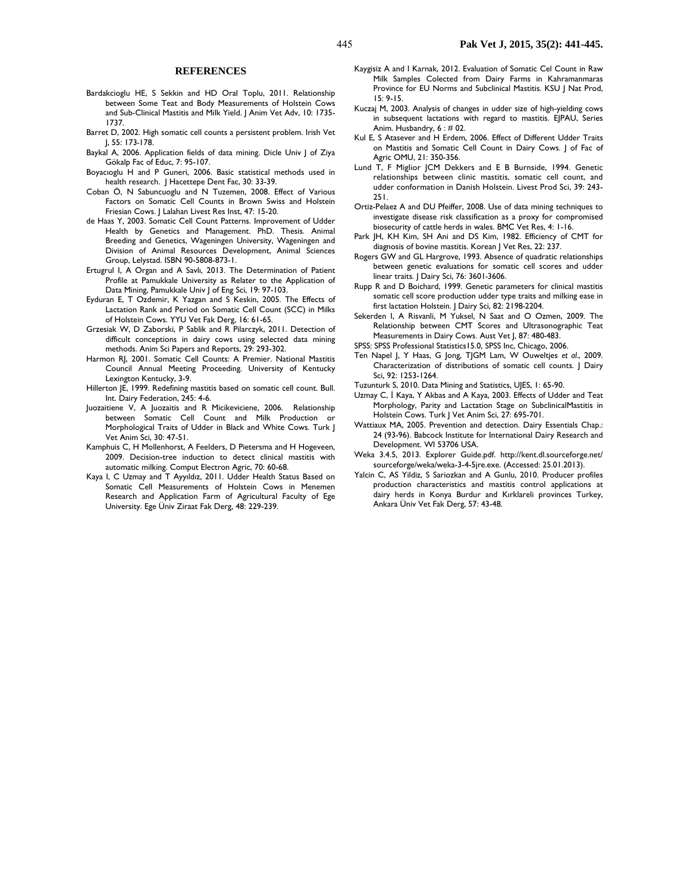## REFERENCES

Bardakcioglu HE, S Sekkin and HD Oral Toplu, 2011. Relationship between Some Teat and Body Measurements of Holstein Cows and Sub-Clinical Mastitis and Milk Yield. J Anim Vet Adv, 10: 1735-1737.

Barret D, 2002. High somatic cell counts a persistent problem. Irish Vet J, 55: 173-178.

Baykal A, 2006. Application fields of data mining. Dicle Univ J of Ziya Gökalp Fac of Educ, 7: 95-107.

Boyacıoglu H and P Guneri, 2006. Basic statistical methods used in health research. J Hacettepe Dent Fac, 30: 33-39.

Coban Ö, N Sabuncuoglu and N Tuzemen, 2008. Effect of Various Factors on Somatic Cell Counts in Brown Swiss and Holstein Friesian Cows. J Lalahan Livest Res Inst, 47: 15-20.

de Haas Y, 2003. Somatic Cell Count Patterns. Improvement of Udder Health by Genetics and Management. PhD. Thesis. Animal Breeding and Genetics, Wageningen University, Wageningen and Division of Animal Resources Development, Animal Sciences Group, Lelystad. ISBN 90-5808-873-1.

Ertugrul I, A Organ and A Savlı, 2013. The Determination of Patient Profile at Pamukkale University as Relater to the Application of Data Mining, Pamukkale Univ J of Eng Sci, 19: 97-103.

Eyduran E, T Ozdemir, K Yazgan and S Keskin, 2005. The Effects of Lactation Rank and Period on Somatic Cell Count (SCC) in Milks of Holstein Cows. YYU Vet Fak Derg, 16: 61-65.

Grzesiak W, D Zaborski, P Sablik and R Pilarczyk, 2011. Detection of difficult conceptions in dairy cows using selected data mining methods. Anim Sci Papers and Reports, 29: 293-302.

Harmon RJ, 2001. Somatic Cell Counts: A Premier. National Mastitis Council Annual Meeting Proceeding. University of Kentucky Lexington Kentucky, 3-9.

Hillerton JE, 1999. Redefining mastitis based on somatic cell count. Bull. Int. Dairy Federation, 245: 4-6.

Juozaitiene V, A Juozaitis and R Micikeviciene, 2006. Relationship between Somatic Cell Count and Milk Production or Morphological Traits of Udder in Black and White Cows. Turk J Vet Anim Sci, 30: 47-51.

Kamphuis C, H Mollenhorst, A Feelders, D Pietersma and H Hogeveen, 2009. Decision-tree induction to detect clinical mastitis with automatic milking. Comput Electron Agric, 70: 60-68.

Kaya I, C Uzmay and T Ayyıldız, 2011. Udder Health Status Based on Somatic Cell Measurements of Holstein Cows in Menemen Research and Application Farm of Agricultural Faculty of Ege University. Ege Üniv Ziraat Fak Derg, 48: 229-239.

Kaygisiz A and I Karnak, 2012. Evaluation of Somatic Cel Count in Raw Milk Samples Colected from Dairy Farms in Kahramanmaras Province for EU Norms and Subclinical Mastitis. KSU J Nat Prod, 15: 9-15.

Kuczaj M, 2003. Analysis of changes in udder size of high-yielding cows in subsequent lactations with regard to mastitis. EJPAU, Series Anim. Husbandry, 6 : # 02.

Kul E, S Atasever and H Erdem, 2006. Effect of Different Udder Traits on Mastitis and Somatic Cell Count in Dairy Cows. J of Fac of Agric OMU, 21: 350-356.

Lund T, F Miglior JCM Dekkers and E B Burnside, 1994. Genetic relationships between clinic mastitis, somatic cell count, and udder conformation in Danish Holstein. Livest Prod Sci, 39: 243-251.

Ortiz-Pelaez A and DU Pfeiffer, 2008. Use of data mining techniques to investigate disease risk classification as a proxy for compromised biosecurity of cattle herds in wales. BMC Vet Res, 4: 1-16.

Park JH, KH Kim, SH Ani and DS Kim, 1982. Efficiency of CMT for diagnosis of bovine mastitis. Korean J Vet Res, 22: 237.

Rogers GW and GL Hargrove, 1993. Absence of quadratic relationships between genetic evaluations for somatic cell scores and udder linear traits. J Dairy Sci, 76: 3601-3606.

Rupp R and D Boichard, 1999. Genetic parameters for clinical mastitis somatic cell score production udder type traits and milking ease in first lactation Holstein. J Dairy Sci, 82: 2198-2204.

Sekerden I, A Risvanli, M Yuksel, N Saat and O Ozmen, 2009. The Relationship between CMT Scores and Ultrasonographic Teat Measurements in Dairy Cows. Aust Vet J, 87: 480-483.

SPSS: SPSS Professional Statistics15.0, SPSS Inc, Chicago, 2006.

Ten Napel J, Y Haas, G Jong, TJGM Lam, W Ouweltjes *et al.*, 2009. Characterization of distributions of somatic cell counts. J Dairy Sci, 92: 1253-1264.

Tuzunturk S, 2010. Data Mining and Statistics, UJES, 1: 65-90.

Uzmay C, İ Kaya, Y Akbas and A Kaya, 2003. Effects of Udder and Teat Morphology, Parity and Lactation Stage on SubclinicalMastitis in Holstein Cows. Turk J Vet Anim Sci, 27: 695-701.

Wattiaux MA, 2005. Prevention and detection. Dairy Essentials Chap.: 24 (93-96). Babcock Institute for International Dairy Research and Development. WI 53706 USA.

Weka 3.4.5, 2013. Explorer Guide.pdf. http://kent.dl.sourceforge.net/sourceforge/weka/weka-3-4-5jre.exe. (Accessed: 25.01.2013).

Yalcin C, AS Yildiz, S Sariozkan and A Gunlu, 2010. Producer profiles production characteristics and mastitis control applications at dairy herds in Konya Burdur and Kırklareli provinces Turkey, Ankara Üniv Vet Fak Derg, 57: 43-48.